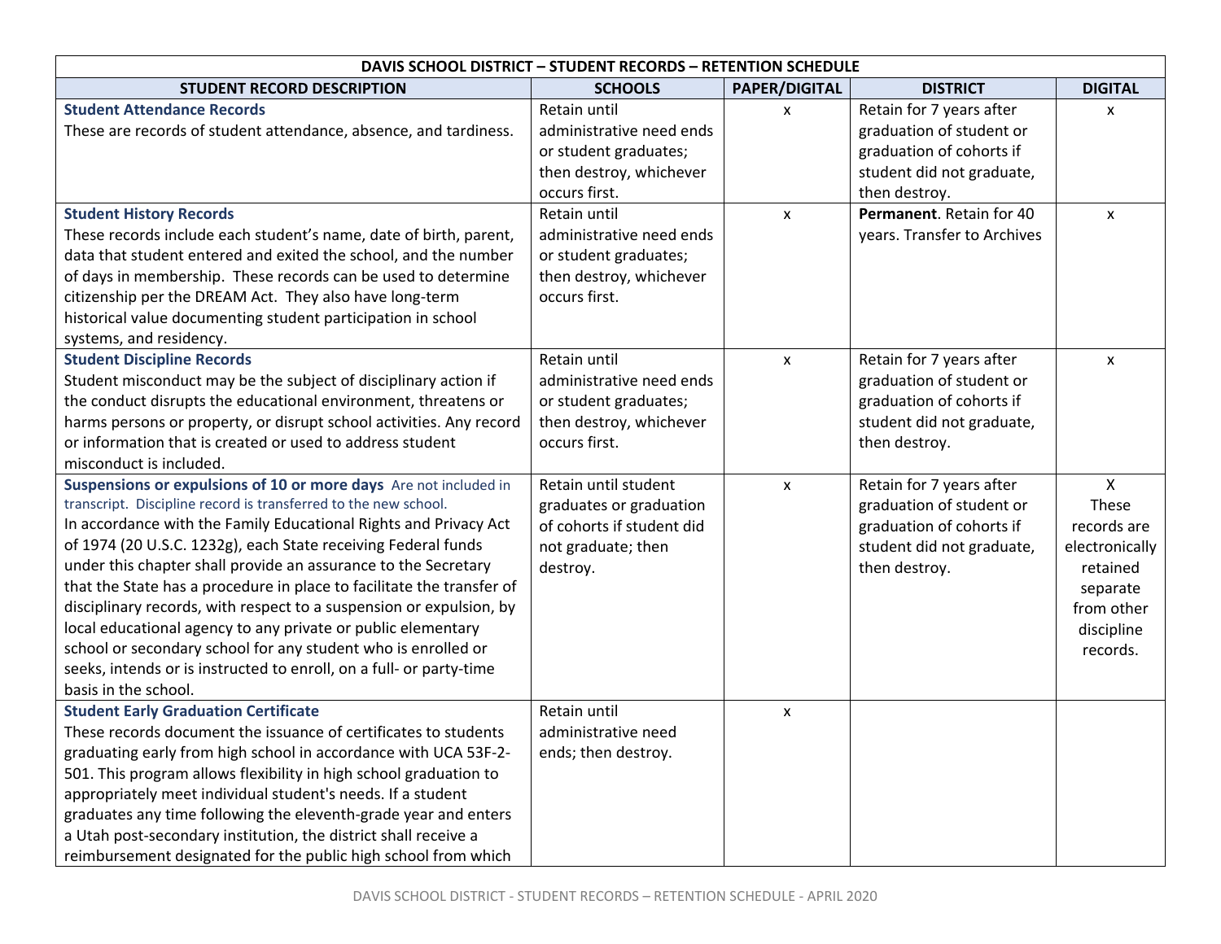| DAVIS SCHOOL DISTRICT – STUDENT RECORDS – RETENTION SCHEDULE | | | | |
|---|---|---|---|---|
| **STUDENT RECORD DESCRIPTION** | **SCHOOLS** | **PAPER/DIGITAL** | **DISTRICT** | **DIGITAL** |
| **Student Attendance Records**<br>These are records of student attendance, absence, and tardiness. | Retain until administrative need ends or student graduates; then destroy, whichever occurs first. | x | Retain for 7 years after graduation of student or graduation of cohorts if student did not graduate, then destroy. | x |
| **Student History Records**<br>These records include each student's name, date of birth, parent, data that student entered and exited the school, and the number of days in membership. These records can be used to determine citizenship per the DREAM Act. They also have long-term historical value documenting student participation in school systems, and residency. | Retain until administrative need ends or student graduates; then destroy, whichever occurs first. | x | **Permanent**. Retain for 40 years. Transfer to Archives | x |
| **Student Discipline Records**<br>Student misconduct may be the subject of disciplinary action if the conduct disrupts the educational environment, threatens or harms persons or property, or disrupt school activities. Any record or information that is created or used to address student misconduct is included. | Retain until administrative need ends or student graduates; then destroy, whichever occurs first. | x | Retain for 7 years after graduation of student or graduation of cohorts if student did not graduate, then destroy. | x |
| **Suspensions or expulsions of 10 or more days** Are not included in transcript. Discipline record is transferred to the new school.<br>In accordance with the Family Educational Rights and Privacy Act of 1974 (20 U.S.C. 1232g), each State receiving Federal funds under this chapter shall provide an assurance to the Secretary that the State has a procedure in place to facilitate the transfer of disciplinary records, with respect to a suspension or expulsion, by local educational agency to any private or public elementary school or secondary school for any student who is enrolled or seeks, intends or is instructed to enroll, on a full- or party-time basis in the school. | Retain until student graduates or graduation of cohorts if student did not graduate; then destroy. | x | Retain for 7 years after graduation of student or graduation of cohorts if student did not graduate, then destroy. | X<br>These records are electronically retained separate from other discipline records. |
| **Student Early Graduation Certificate**<br>These records document the issuance of certificates to students graduating early from high school in accordance with UCA 53F-2-501. This program allows flexibility in high school graduation to appropriately meet individual student's needs. If a student graduates any time following the eleventh-grade year and enters a Utah post-secondary institution, the district shall receive a reimbursement designated for the public high school from which | Retain until administrative need ends; then destroy. | x | | |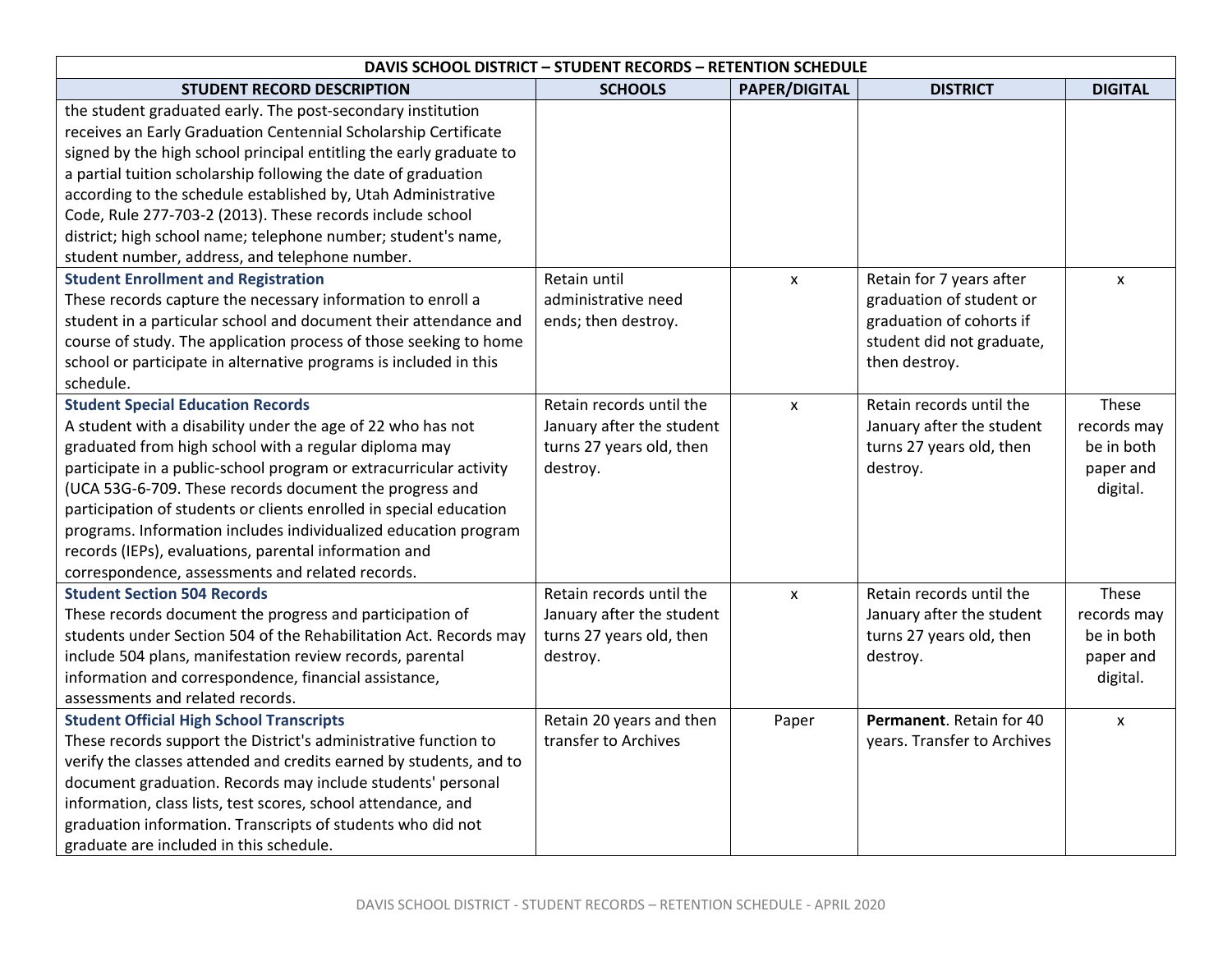| DAVIS SCHOOL DISTRICT – STUDENT RECORDS – RETENTION SCHEDULE | | | | |
|---|---|---|---|---|
| **STUDENT RECORD DESCRIPTION** | **SCHOOLS** | **PAPER/DIGITAL** | **DISTRICT** | **DIGITAL** |
| the student graduated early. The post-secondary institution receives an Early Graduation Centennial Scholarship Certificate signed by the high school principal entitling the early graduate to a partial tuition scholarship following the date of graduation according to the schedule established by, Utah Administrative Code, Rule 277-703-2 (2013). These records include school district; high school name; telephone number; student's name, student number, address, and telephone number. | | | | |
| **Student Enrollment and Registration** These records capture the necessary information to enroll a student in a particular school and document their attendance and course of study. The application process of those seeking to home school or participate in alternative programs is included in this schedule. | Retain until administrative need ends; then destroy. | x | Retain for 7 years after graduation of student or graduation of cohorts if student did not graduate, then destroy. | x |
| **Student Special Education Records** A student with a disability under the age of 22 who has not graduated from high school with a regular diploma may participate in a public-school program or extracurricular activity (UCA 53G-6-709. These records document the progress and participation of students or clients enrolled in special education programs. Information includes individualized education program records (IEPs), evaluations, parental information and correspondence, assessments and related records. | Retain records until the January after the student turns 27 years old, then destroy. | x | Retain records until the January after the student turns 27 years old, then destroy. | These records may be in both paper and digital. |
| **Student Section 504 Records** These records document the progress and participation of students under Section 504 of the Rehabilitation Act. Records may include 504 plans, manifestation review records, parental information and correspondence, financial assistance, assessments and related records. | Retain records until the January after the student turns 27 years old, then destroy. | x | Retain records until the January after the student turns 27 years old, then destroy. | These records may be in both paper and digital. |
| **Student Official High School Transcripts** These records support the District's administrative function to verify the classes attended and credits earned by students, and to document graduation. Records may include students' personal information, class lists, test scores, school attendance, and graduation information. Transcripts of students who did not graduate are included in this schedule. | Retain 20 years and then transfer to Archives | Paper | **Permanent**. Retain for 40 years. Transfer to Archives | x |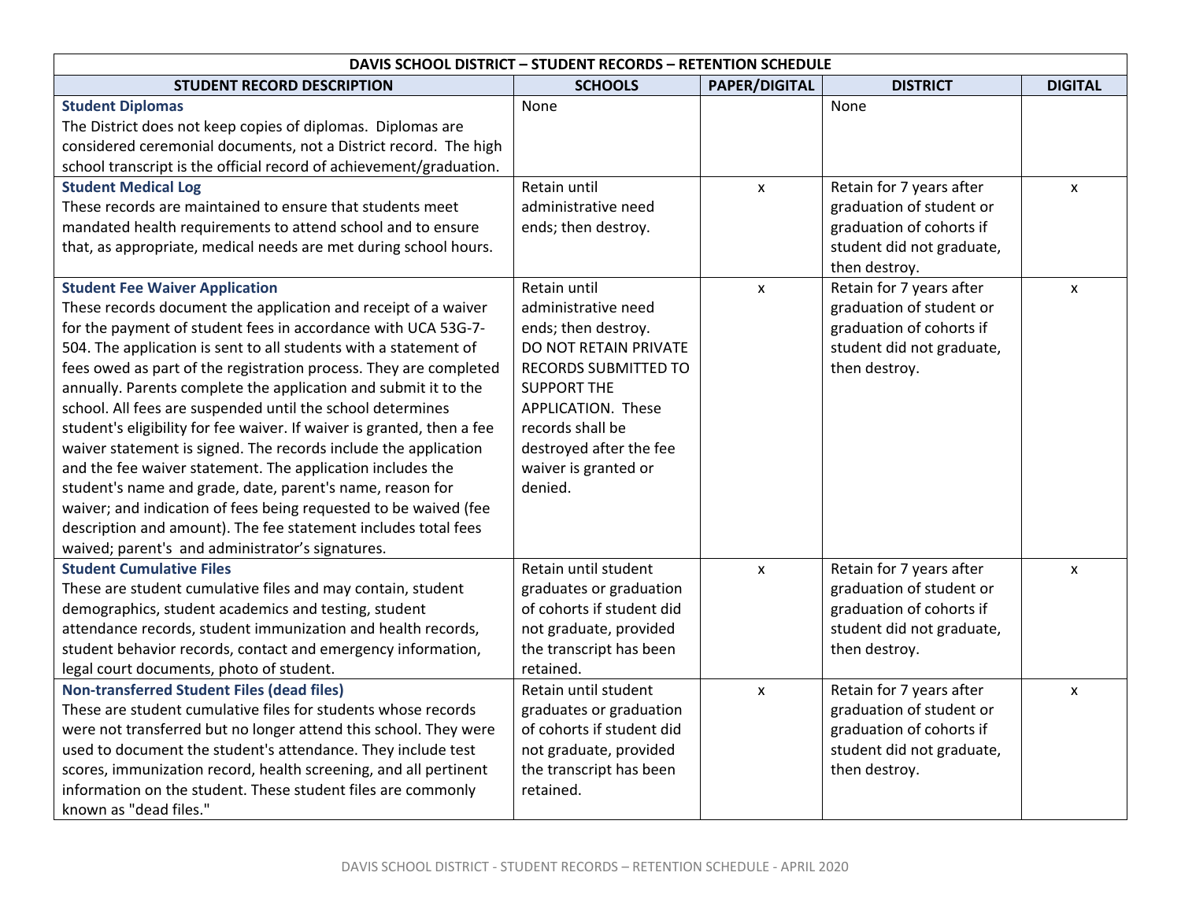| DAVIS SCHOOL DISTRICT – STUDENT RECORDS – RETENTION SCHEDULE | | | | |
|---|---|---|---|---|
| **STUDENT RECORD DESCRIPTION** | **SCHOOLS** | **PAPER/DIGITAL** | **DISTRICT** | **DIGITAL** |
| **Student Diplomas**<br>The District does not keep copies of diplomas. Diplomas are considered ceremonial documents, not a District record. The high school transcript is the official record of achievement/graduation. | None | | None | |
| **Student Medical Log**<br>These records are maintained to ensure that students meet mandated health requirements to attend school and to ensure that, as appropriate, medical needs are met during school hours. | Retain until administrative need ends; then destroy. | x | Retain for 7 years after graduation of student or graduation of cohorts if student did not graduate, then destroy. | x |
| **Student Fee Waiver Application**<br>These records document the application and receipt of a waiver for the payment of student fees in accordance with UCA 53G-7-504. The application is sent to all students with a statement of fees owed as part of the registration process. They are completed annually. Parents complete the application and submit it to the school. All fees are suspended until the school determines student's eligibility for fee waiver. If waiver is granted, then a fee waiver statement is signed. The records include the application and the fee waiver statement. The application includes the student's name and grade, date, parent's name, reason for waiver; and indication of fees being requested to be waived (fee description and amount). The fee statement includes total fees waived; parent's and administrator's signatures. | Retain until administrative need ends; then destroy. DO NOT RETAIN PRIVATE RECORDS SUBMITTED TO SUPPORT THE APPLICATION. These records shall be destroyed after the fee waiver is granted or denied. | x | Retain for 7 years after graduation of student or graduation of cohorts if student did not graduate, then destroy. | x |
| **Student Cumulative Files**<br>These are student cumulative files and may contain, student demographics, student academics and testing, student attendance records, student immunization and health records, student behavior records, contact and emergency information, legal court documents, photo of student. | Retain until student graduates or graduation of cohorts if student did not graduate, provided the transcript has been retained. | x | Retain for 7 years after graduation of student or graduation of cohorts if student did not graduate, then destroy. | x |
| **Non-transferred Student Files (dead files)**<br>These are student cumulative files for students whose records were not transferred but no longer attend this school. They were used to document the student's attendance. They include test scores, immunization record, health screening, and all pertinent information on the student. These student files are commonly known as "dead files." | Retain until student graduates or graduation of cohorts if student did not graduate, provided the transcript has been retained. | x | Retain for 7 years after graduation of student or graduation of cohorts if student did not graduate, then destroy. | x |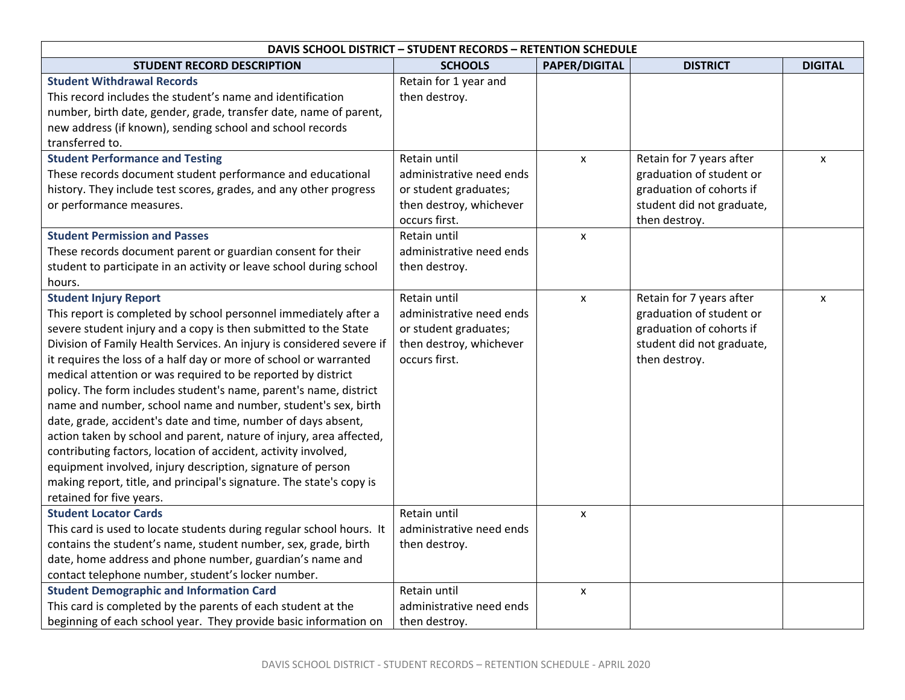| DAVIS SCHOOL DISTRICT – STUDENT RECORDS – RETENTION SCHEDULE | | | | |
|---|---|---|---|---|
| **STUDENT RECORD DESCRIPTION** | **SCHOOLS** | **PAPER/DIGITAL** | **DISTRICT** | **DIGITAL** |
| **Student Withdrawal Records** This record includes the student's name and identification number, birth date, gender, grade, transfer date, name of parent, new address (if known), sending school and school records transferred to. | Retain for 1 year and then destroy. | | | |
| **Student Performance and Testing** These records document student performance and educational history. They include test scores, grades, and any other progress or performance measures. | Retain until administrative need ends or student graduates; then destroy, whichever occurs first. | x | Retain for 7 years after graduation of student or graduation of cohorts if student did not graduate, then destroy. | x |
| **Student Permission and Passes** These records document parent or guardian consent for their student to participate in an activity or leave school during school hours. | Retain until administrative need ends then destroy. | x | | |
| **Student Injury Report** This report is completed by school personnel immediately after a severe student injury and a copy is then submitted to the State Division of Family Health Services. An injury is considered severe if it requires the loss of a half day or more of school or warranted medical attention or was required to be reported by district policy. The form includes student's name, parent's name, district name and number, school name and number, student's sex, birth date, grade, accident's date and time, number of days absent, action taken by school and parent, nature of injury, area affected, contributing factors, location of accident, activity involved, equipment involved, injury description, signature of person making report, title, and principal's signature. The state's copy is retained for five years. | Retain until administrative need ends or student graduates; then destroy, whichever occurs first. | x | Retain for 7 years after graduation of student or graduation of cohorts if student did not graduate, then destroy. | x |
| **Student Locator Cards** This card is used to locate students during regular school hours. It contains the student's name, student number, sex, grade, birth date, home address and phone number, guardian's name and contact telephone number, student's locker number. | Retain until administrative need ends then destroy. | x | | |
| **Student Demographic and Information Card** This card is completed by the parents of each student at the beginning of each school year. They provide basic information on | Retain until administrative need ends then destroy. | x | | |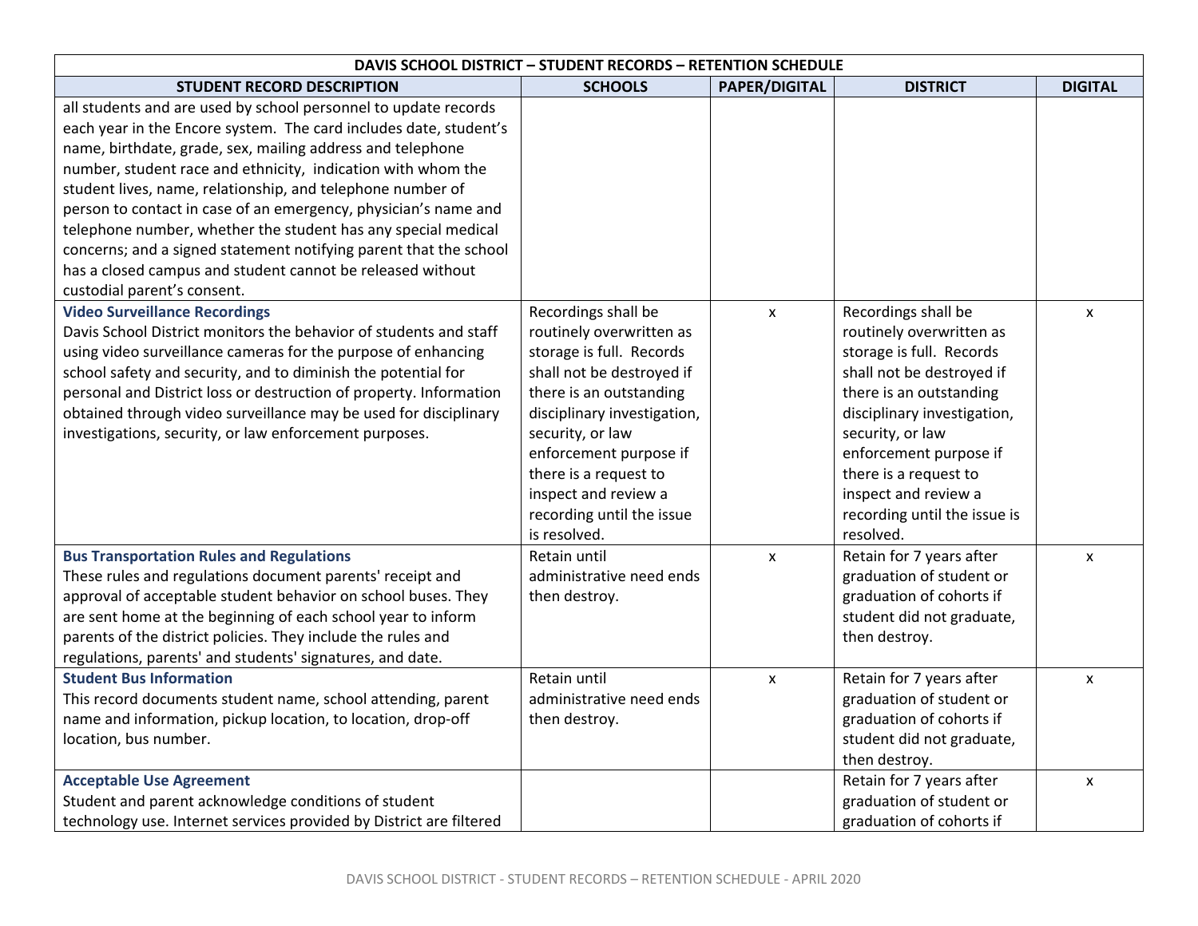| DAVIS SCHOOL DISTRICT – STUDENT RECORDS – RETENTION SCHEDULE | | | | |
|---|---|---|---|---|
| **STUDENT RECORD DESCRIPTION** | **SCHOOLS** | **PAPER/DIGITAL** | **DISTRICT** | **DIGITAL** |
| all students and are used by school personnel to update records each year in the Encore system. The card includes date, student's name, birthdate, grade, sex, mailing address and telephone number, student race and ethnicity, indication with whom the student lives, name, relationship, and telephone number of person to contact in case of an emergency, physician's name and telephone number, whether the student has any special medical concerns; and a signed statement notifying parent that the school has a closed campus and student cannot be released without custodial parent's consent. | | | | |
| **Video Surveillance Recordings** Davis School District monitors the behavior of students and staff using video surveillance cameras for the purpose of enhancing school safety and security, and to diminish the potential for personal and District loss or destruction of property. Information obtained through video surveillance may be used for disciplinary investigations, security, or law enforcement purposes. | Recordings shall be routinely overwritten as storage is full. Records shall not be destroyed if there is an outstanding disciplinary investigation, security, or law enforcement purpose if there is a request to inspect and review a recording until the issue is resolved. | x | Recordings shall be routinely overwritten as storage is full. Records shall not be destroyed if there is an outstanding disciplinary investigation, security, or law enforcement purpose if there is a request to inspect and review a recording until the issue is resolved. | x |
| **Bus Transportation Rules and Regulations** These rules and regulations document parents' receipt and approval of acceptable student behavior on school buses. They are sent home at the beginning of each school year to inform parents of the district policies. They include the rules and regulations, parents' and students' signatures, and date. | Retain until administrative need ends then destroy. | x | Retain for 7 years after graduation of student or graduation of cohorts if student did not graduate, then destroy. | x |
| **Student Bus Information** This record documents student name, school attending, parent name and information, pickup location, to location, drop-off location, bus number. | Retain until administrative need ends then destroy. | x | Retain for 7 years after graduation of student or graduation of cohorts if student did not graduate, then destroy. | x |
| **Acceptable Use Agreement** Student and parent acknowledge conditions of student technology use. Internet services provided by District are filtered | | | Retain for 7 years after graduation of student or graduation of cohorts if | x |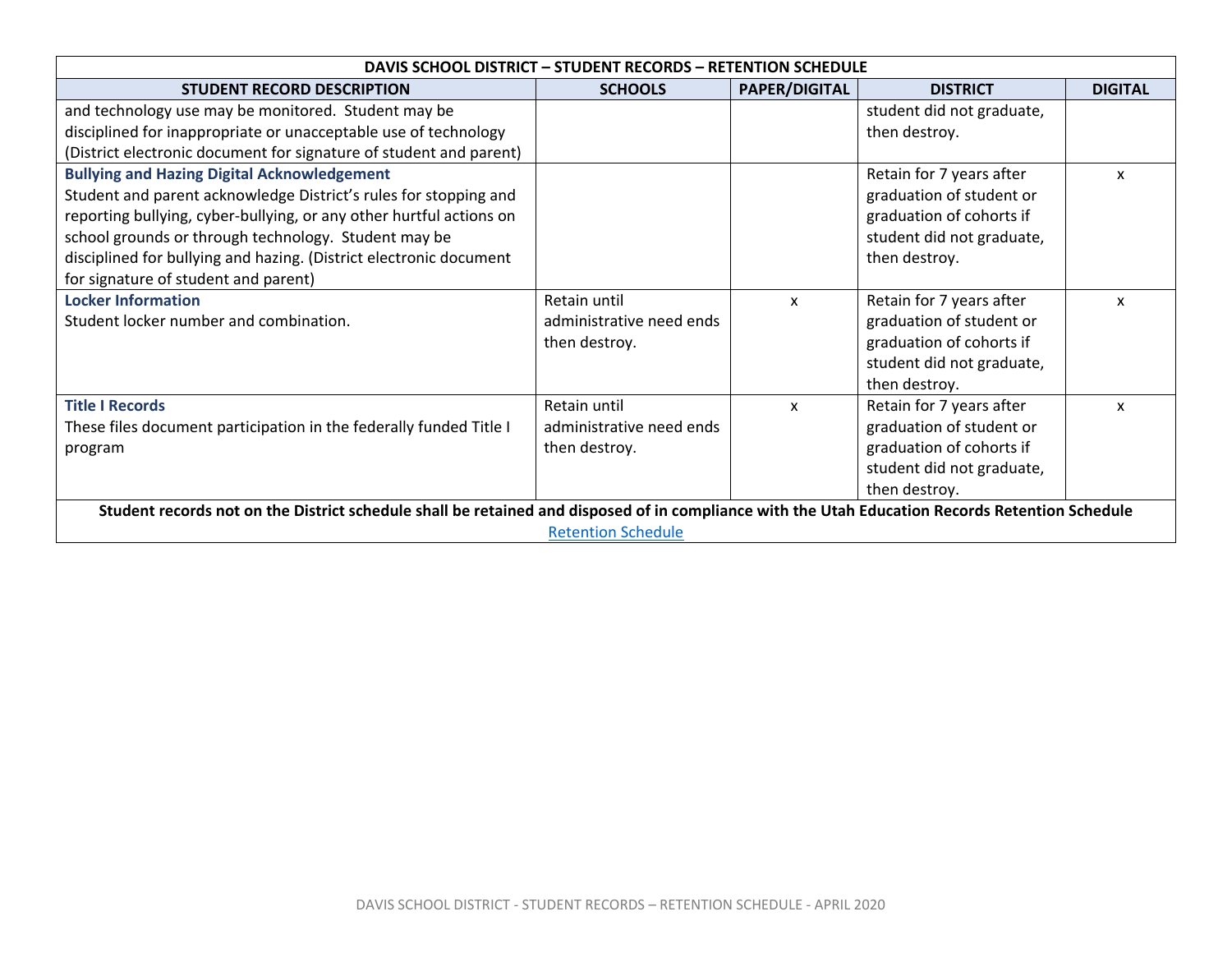| DAVIS SCHOOL DISTRICT – STUDENT RECORDS – RETENTION SCHEDULE | | | | |
|---|---|---|---|---|
| **STUDENT RECORD DESCRIPTION** | **SCHOOLS** | **PAPER/DIGITAL** | **DISTRICT** | **DIGITAL** |
| and technology use may be monitored. Student may be disciplined for inappropriate or unacceptable use of technology (District electronic document for signature of student and parent) | | | student did not graduate, then destroy. | |
| **Bullying and Hazing Digital Acknowledgement** Student and parent acknowledge District's rules for stopping and reporting bullying, cyber-bullying, or any other hurtful actions on school grounds or through technology. Student may be disciplined for bullying and hazing. (District electronic document for signature of student and parent) | | | Retain for 7 years after graduation of student or graduation of cohorts if student did not graduate, then destroy. | x |
| **Locker Information** Student locker number and combination. | Retain until administrative need ends then destroy. | x | Retain for 7 years after graduation of student or graduation of cohorts if student did not graduate, then destroy. | x |
| **Title I Records** These files document participation in the federally funded Title I program | Retain until administrative need ends then destroy. | x | Retain for 7 years after graduation of student or graduation of cohorts if student did not graduate, then destroy. | x |
| **Student records not on the District schedule shall be retained and disposed of in compliance with the Utah Education Records Retention Schedule** [Retention Schedule] | | | | |